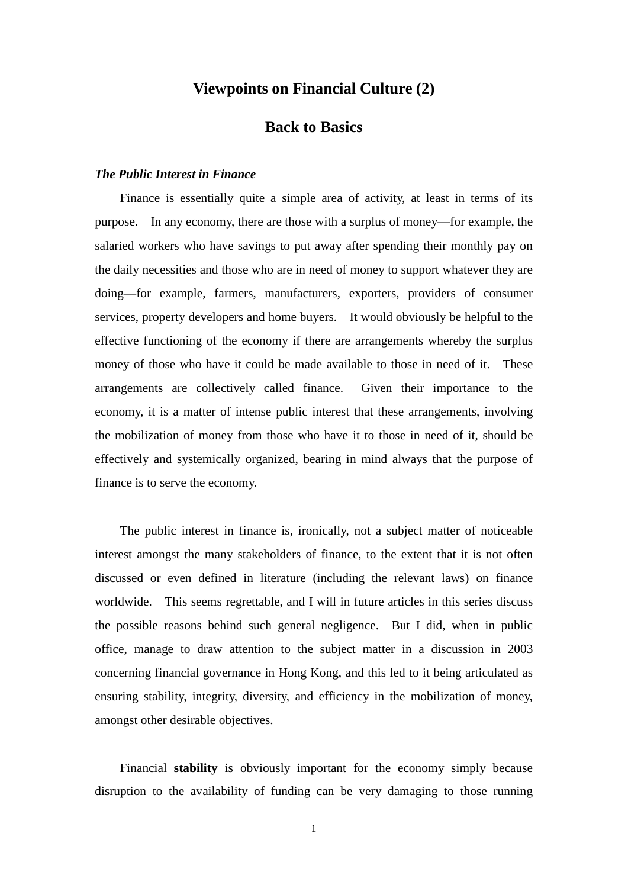# Viewpoints on Financial Culture (2)

## Back to Basics

***The Public Interest in Finance***

Finance is essentially quite a simple area of activity, at least in terms of its purpose. In any economy, there are those with a surplus of money—for example, the salaried workers who have savings to put away after spending their monthly pay on the daily necessities and those who are in need of money to support whatever they are doing—for example, farmers, manufacturers, exporters, providers of consumer services, property developers and home buyers. It would obviously be helpful to the effective functioning of the economy if there are arrangements whereby the surplus money of those who have it could be made available to those in need of it. These arrangements are collectively called finance. Given their importance to the economy, it is a matter of intense public interest that these arrangements, involving the mobilization of money from those who have it to those in need of it, should be effectively and systemically organized, bearing in mind always that the purpose of finance is to serve the economy.

The public interest in finance is, ironically, not a subject matter of noticeable interest amongst the many stakeholders of finance, to the extent that it is not often discussed or even defined in literature (including the relevant laws) on finance worldwide. This seems regrettable, and I will in future articles in this series discuss the possible reasons behind such general negligence. But I did, when in public office, manage to draw attention to the subject matter in a discussion in 2003 concerning financial governance in Hong Kong, and this led to it being articulated as ensuring stability, integrity, diversity, and efficiency in the mobilization of money, amongst other desirable objectives.

Financial **stability** is obviously important for the economy simply because disruption to the availability of funding can be very damaging to those running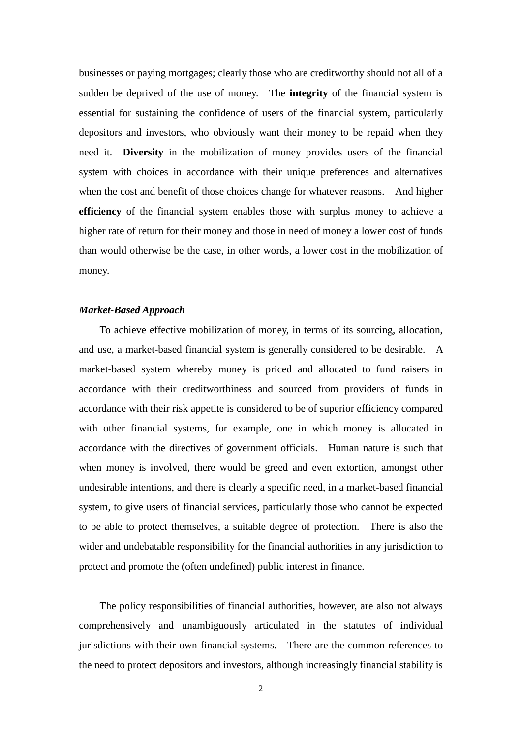businesses or paying mortgages; clearly those who are creditworthy should not all of a sudden be deprived of the use of money. The **integrity** of the financial system is essential for sustaining the confidence of users of the financial system, particularly depositors and investors, who obviously want their money to be repaid when they need it. **Diversity** in the mobilization of money provides users of the financial system with choices in accordance with their unique preferences and alternatives when the cost and benefit of those choices change for whatever reasons. And higher **efficiency** of the financial system enables those with surplus money to achieve a higher rate of return for their money and those in need of money a lower cost of funds than would otherwise be the case, in other words, a lower cost in the mobilization of money.

***Market-Based Approach***

To achieve effective mobilization of money, in terms of its sourcing, allocation, and use, a market-based financial system is generally considered to be desirable. A market-based system whereby money is priced and allocated to fund raisers in accordance with their creditworthiness and sourced from providers of funds in accordance with their risk appetite is considered to be of superior efficiency compared with other financial systems, for example, one in which money is allocated in accordance with the directives of government officials. Human nature is such that when money is involved, there would be greed and even extortion, amongst other undesirable intentions, and there is clearly a specific need, in a market-based financial system, to give users of financial services, particularly those who cannot be expected to be able to protect themselves, a suitable degree of protection. There is also the wider and undebatable responsibility for the financial authorities in any jurisdiction to protect and promote the (often undefined) public interest in finance.

The policy responsibilities of financial authorities, however, are also not always comprehensively and unambiguously articulated in the statutes of individual jurisdictions with their own financial systems. There are the common references to the need to protect depositors and investors, although increasingly financial stability is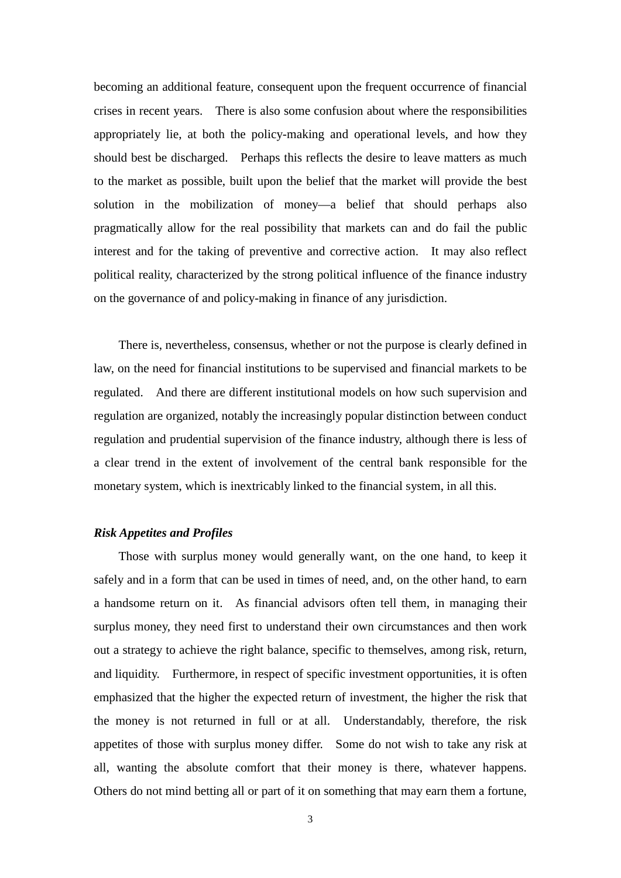becoming an additional feature, consequent upon the frequent occurrence of financial crises in recent years. There is also some confusion about where the responsibilities appropriately lie, at both the policy-making and operational levels, and how they should best be discharged. Perhaps this reflects the desire to leave matters as much to the market as possible, built upon the belief that the market will provide the best solution in the mobilization of money—a belief that should perhaps also pragmatically allow for the real possibility that markets can and do fail the public interest and for the taking of preventive and corrective action. It may also reflect political reality, characterized by the strong political influence of the finance industry on the governance of and policy-making in finance of any jurisdiction.

There is, nevertheless, consensus, whether or not the purpose is clearly defined in law, on the need for financial institutions to be supervised and financial markets to be regulated. And there are different institutional models on how such supervision and regulation are organized, notably the increasingly popular distinction between conduct regulation and prudential supervision of the finance industry, although there is less of a clear trend in the extent of involvement of the central bank responsible for the monetary system, which is inextricably linked to the financial system, in all this.

***Risk Appetites and Profiles***

Those with surplus money would generally want, on the one hand, to keep it safely and in a form that can be used in times of need, and, on the other hand, to earn a handsome return on it. As financial advisors often tell them, in managing their surplus money, they need first to understand their own circumstances and then work out a strategy to achieve the right balance, specific to themselves, among risk, return, and liquidity. Furthermore, in respect of specific investment opportunities, it is often emphasized that the higher the expected return of investment, the higher the risk that the money is not returned in full or at all. Understandably, therefore, the risk appetites of those with surplus money differ. Some do not wish to take any risk at all, wanting the absolute comfort that their money is there, whatever happens. Others do not mind betting all or part of it on something that may earn them a fortune,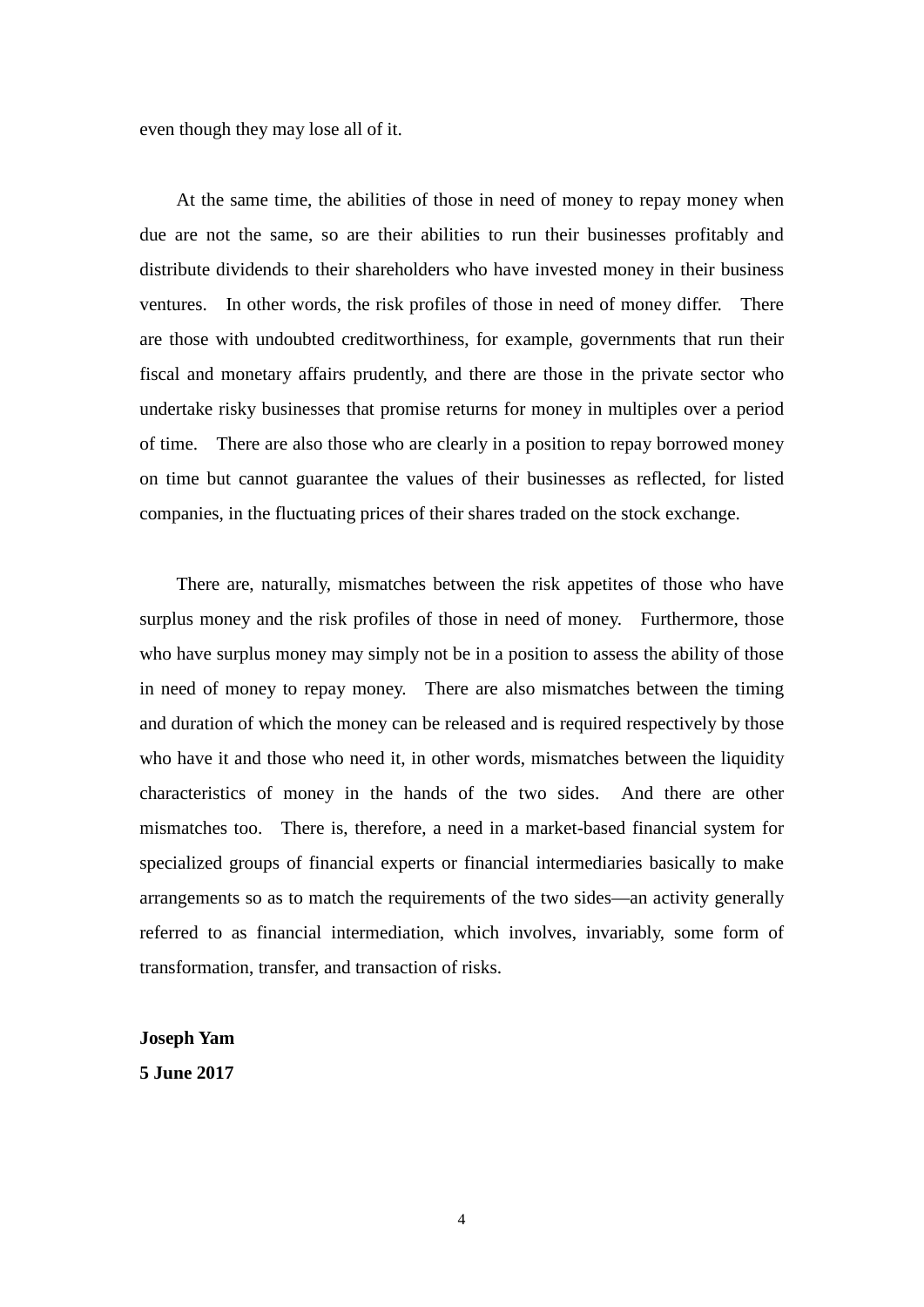even though they may lose all of it.

At the same time, the abilities of those in need of money to repay money when due are not the same, so are their abilities to run their businesses profitably and distribute dividends to their shareholders who have invested money in their business ventures. In other words, the risk profiles of those in need of money differ. There are those with undoubted creditworthiness, for example, governments that run their fiscal and monetary affairs prudently, and there are those in the private sector who undertake risky businesses that promise returns for money in multiples over a period of time. There are also those who are clearly in a position to repay borrowed money on time but cannot guarantee the values of their businesses as reflected, for listed companies, in the fluctuating prices of their shares traded on the stock exchange.

There are, naturally, mismatches between the risk appetites of those who have surplus money and the risk profiles of those in need of money. Furthermore, those who have surplus money may simply not be in a position to assess the ability of those in need of money to repay money. There are also mismatches between the timing and duration of which the money can be released and is required respectively by those who have it and those who need it, in other words, mismatches between the liquidity characteristics of money in the hands of the two sides. And there are other mismatches too. There is, therefore, a need in a market-based financial system for specialized groups of financial experts or financial intermediaries basically to make arrangements so as to match the requirements of the two sides—an activity generally referred to as financial intermediation, which involves, invariably, some form of transformation, transfer, and transaction of risks.

**Joseph Yam**
**5 June 2017**